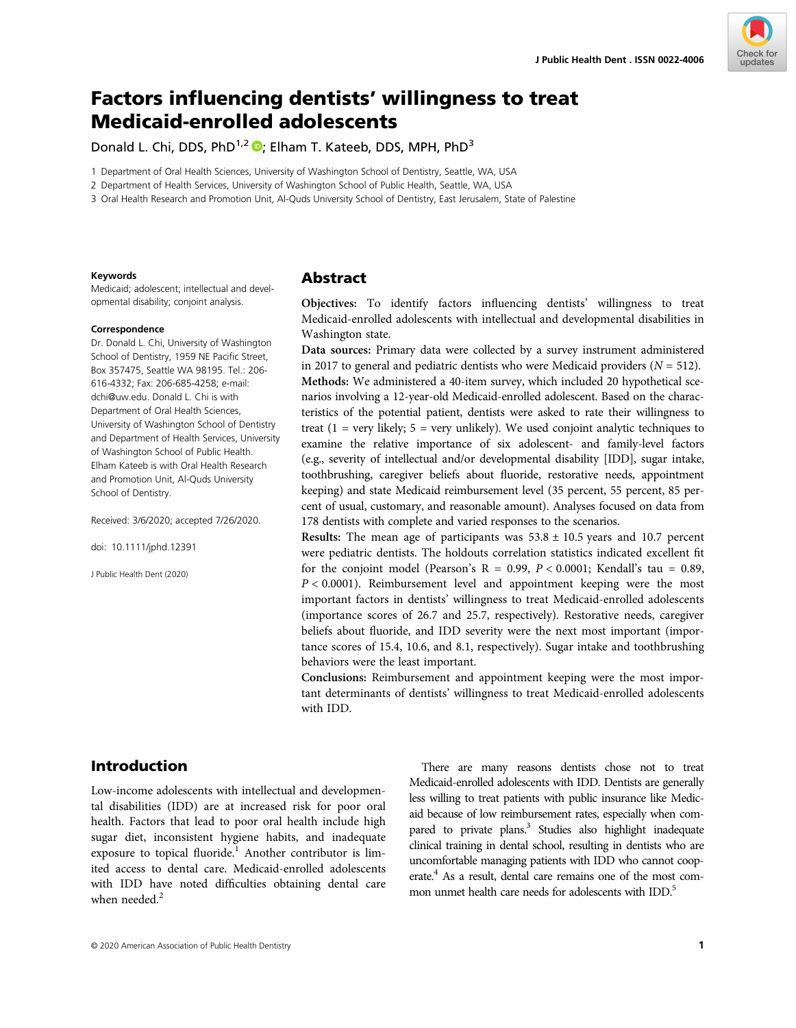# Factors influencing dentists' willingness to treat Medicaid-enrolled adolescents

Donald L. Chi, DDS, PhD[1,2]; Elham T. Kateeb, DDS, MPH, PhD[3]

1 Department of Oral Health Sciences, University of Washington School of Dentistry, Seattle, WA, USA

2 Department of Health Services, University of Washington School of Public Health, Seattle, WA, USA

3 Oral Health Research and Promotion Unit, Al-Quds University School of Dentistry, East Jerusalem, State of Palestine

**Keywords**

Medicaid; adolescent; intellectual and developmental disability; conjoint analysis.

**Correspondence**

Dr. Donald L. Chi, University of Washington School of Dentistry, 1959 NE Pacific Street, Box 357475, Seattle WA 98195. Tel.: 206-616-4332; Fax: 206-685-4258; e-mail: dchi@uw.edu. Donald L. Chi is with Department of Oral Health Sciences, University of Washington School of Dentistry and Department of Health Services, University of Washington School of Public Health. Elham Kateeb is with Oral Health Research and Promotion Unit, Al-Quds University School of Dentistry.

Received: 3/6/2020; accepted 7/26/2020.

doi: 10.1111/jphd.12391

J Public Health Dent (2020)

## Abstract

**Objectives:** To identify factors influencing dentists' willingness to treat Medicaid-enrolled adolescents with intellectual and developmental disabilities in Washington state.

**Data sources:** Primary data were collected by a survey instrument administered in 2017 to general and pediatric dentists who were Medicaid providers ($N = 512$).

**Methods:** We administered a 40-item survey, which included 20 hypothetical scenarios involving a 12-year-old Medicaid-enrolled adolescent. Based on the characteristics of the potential patient, dentists were asked to rate their willingness to treat (1 = very likely; 5 = very unlikely). We used conjoint analytic techniques to examine the relative importance of six adolescent- and family-level factors (e.g., severity of intellectual and/or developmental disability [IDD], sugar intake, toothbrushing, caregiver beliefs about fluoride, restorative needs, appointment keeping) and state Medicaid reimbursement level (35 percent, 55 percent, 85 percent of usual, customary, and reasonable amount). Analyses focused on data from 178 dentists with complete and varied responses to the scenarios.

**Results:** The mean age of participants was 53.8 ± 10.5 years and 10.7 percent were pediatric dentists. The holdouts correlation statistics indicated excellent fit for the conjoint model (Pearson's R = 0.99, $P < 0.0001$; Kendall's tau = 0.89, $P < 0.0001$). Reimbursement level and appointment keeping were the most important factors in dentists' willingness to treat Medicaid-enrolled adolescents (importance scores of 26.7 and 25.7, respectively). Restorative needs, caregiver beliefs about fluoride, and IDD severity were the next most important (importance scores of 15.4, 10.6, and 8.1, respectively). Sugar intake and toothbrushing behaviors were the least important.

**Conclusions:** Reimbursement and appointment keeping were the most important determinants of dentists' willingness to treat Medicaid-enrolled adolescents with IDD.

## Introduction

Low-income adolescents with intellectual and developmental disabilities (IDD) are at increased risk for poor oral health. Factors that lead to poor oral health include high sugar diet, inconsistent hygiene habits, and inadequate exposure to topical fluoride.[1] Another contributor is limited access to dental care. Medicaid-enrolled adolescents with IDD have noted difficulties obtaining dental care when needed.[2]

There are many reasons dentists chose not to treat Medicaid-enrolled adolescents with IDD. Dentists are generally less willing to treat patients with public insurance like Medicaid because of low reimbursement rates, especially when compared to private plans.[3] Studies also highlight inadequate clinical training in dental school, resulting in dentists who are uncomfortable managing patients with IDD who cannot cooperate.[4] As a result, dental care remains one of the most common unmet health care needs for adolescents with IDD.[5]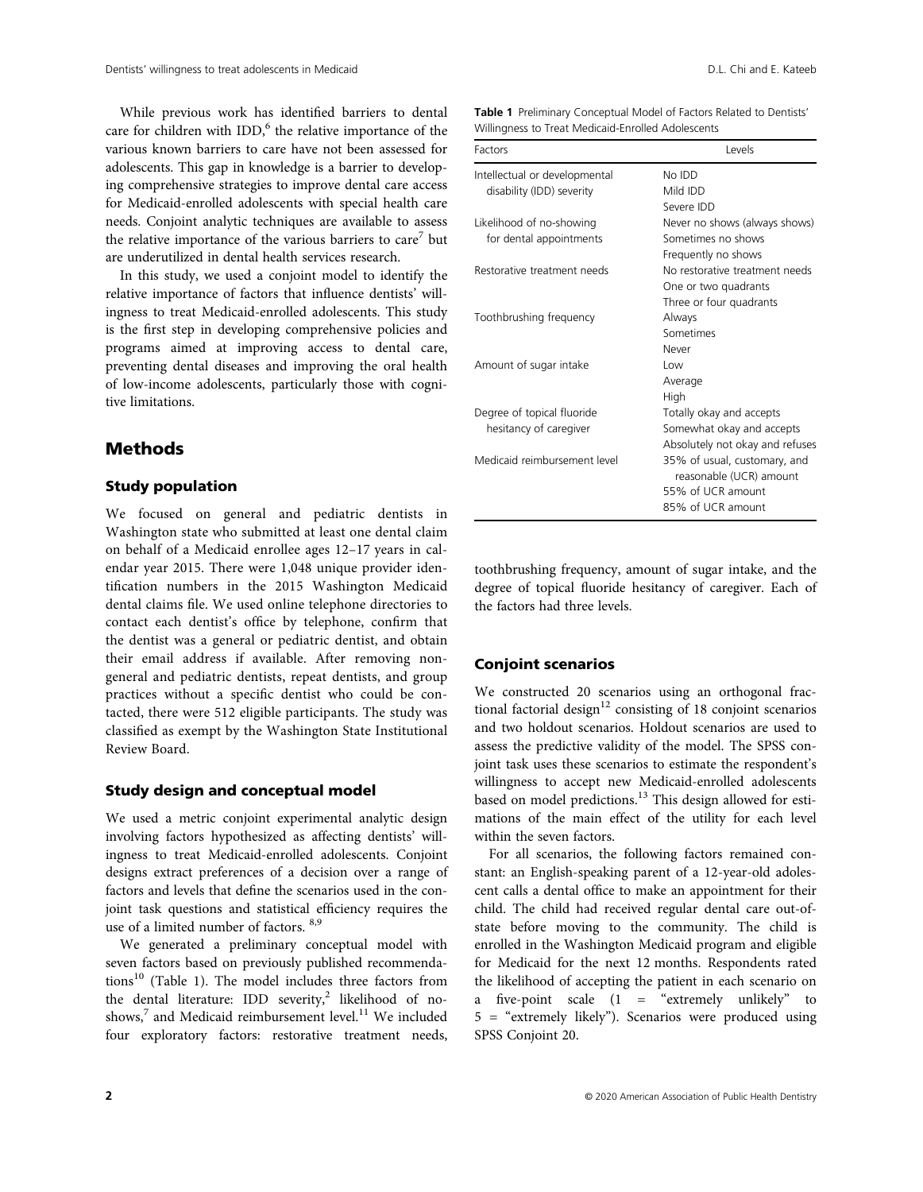While previous work has identified barriers to dental care for children with IDD,[6] the relative importance of the various known barriers to care have not been assessed for adolescents. This gap in knowledge is a barrier to developing comprehensive strategies to improve dental care access for Medicaid-enrolled adolescents with special health care needs. Conjoint analytic techniques are available to assess the relative importance of the various barriers to care[7] but are underutilized in dental health services research.

In this study, we used a conjoint model to identify the relative importance of factors that influence dentists' willingness to treat Medicaid-enrolled adolescents. This study is the first step in developing comprehensive policies and programs aimed at improving access to dental care, preventing dental diseases and improving the oral health of low-income adolescents, particularly those with cognitive limitations.

## Methods

### Study population

We focused on general and pediatric dentists in Washington state who submitted at least one dental claim on behalf of a Medicaid enrollee ages 12–17 years in calendar year 2015. There were 1,048 unique provider identification numbers in the 2015 Washington Medicaid dental claims file. We used online telephone directories to contact each dentist's office by telephone, confirm that the dentist was a general or pediatric dentist, and obtain their email address if available. After removing non-general and pediatric dentists, repeat dentists, and group practices without a specific dentist who could be contacted, there were 512 eligible participants. The study was classified as exempt by the Washington State Institutional Review Board.

### Study design and conceptual model

We used a metric conjoint experimental analytic design involving factors hypothesized as affecting dentists' willingness to treat Medicaid-enrolled adolescents. Conjoint designs extract preferences of a decision over a range of factors and levels that define the scenarios used in the conjoint task questions and statistical efficiency requires the use of a limited number of factors.[8,9]

We generated a preliminary conceptual model with seven factors based on previously published recommendations[10] (Table 1). The model includes three factors from the dental literature: IDD severity,[2] likelihood of no-shows,[7] and Medicaid reimbursement level.[11] We included four exploratory factors: restorative treatment needs, toothbrushing frequency, amount of sugar intake, and the degree of topical fluoride hesitancy of caregiver. Each of the factors had three levels.

**Table 1** Preliminary Conceptual Model of Factors Related to Dentists' Willingness to Treat Medicaid-Enrolled Adolescents

| Factors | Levels |
|---|---|
| Intellectual or developmental disability (IDD) severity | No IDD |
| | Mild IDD |
| | Severe IDD |
| Likelihood of no-showing for dental appointments | Never no shows (always shows) |
| | Sometimes no shows |
| | Frequently no shows |
| Restorative treatment needs | No restorative treatment needs |
| | One or two quadrants |
| | Three or four quadrants |
| Toothbrushing frequency | Always |
| | Sometimes |
| | Never |
| Amount of sugar intake | Low |
| | Average |
| | High |
| Degree of topical fluoride hesitancy of caregiver | Totally okay and accepts |
| | Somewhat okay and accepts |
| | Absolutely not okay and refuses |
| Medicaid reimbursement level | 35% of usual, customary, and reasonable (UCR) amount |
| | 55% of UCR amount |
| | 85% of UCR amount |

### Conjoint scenarios

We constructed 20 scenarios using an orthogonal fractional factorial design[12] consisting of 18 conjoint scenarios and two holdout scenarios. Holdout scenarios are used to assess the predictive validity of the model. The SPSS conjoint task uses these scenarios to estimate the respondent's willingness to accept new Medicaid-enrolled adolescents based on model predictions.[13] This design allowed for estimations of the main effect of the utility for each level within the seven factors.

For all scenarios, the following factors remained constant: an English-speaking parent of a 12-year-old adolescent calls a dental office to make an appointment for their child. The child had received regular dental care out-of-state before moving to the community. The child is enrolled in the Washington Medicaid program and eligible for Medicaid for the next 12 months. Respondents rated the likelihood of accepting the patient in each scenario on a five-point scale (1 = "extremely unlikely" to 5 = "extremely likely"). Scenarios were produced using SPSS Conjoint 20.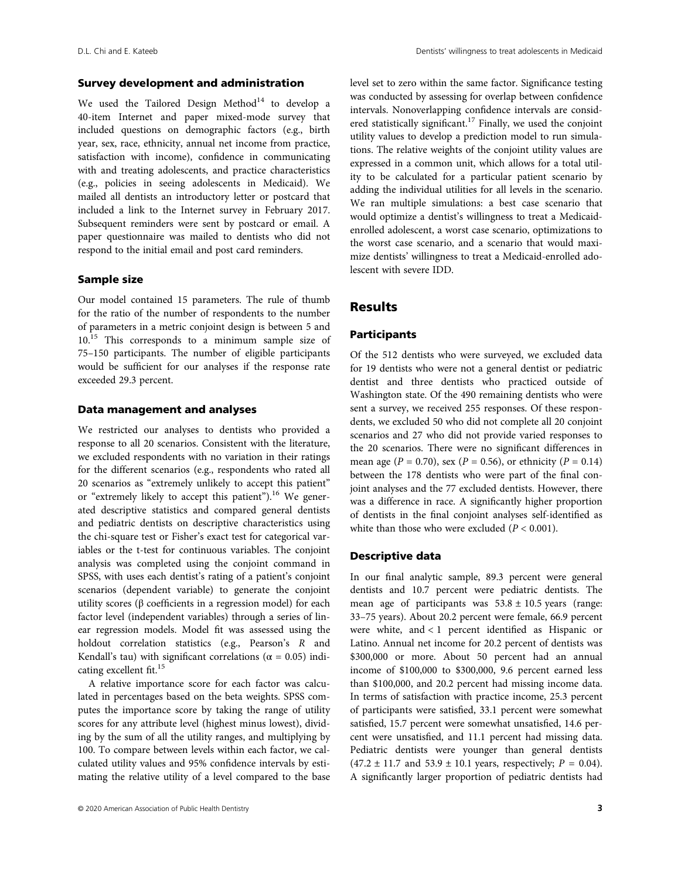### Survey development and administration

We used the Tailored Design Method[14] to develop a 40-item Internet and paper mixed-mode survey that included questions on demographic factors (e.g., birth year, sex, race, ethnicity, annual net income from practice, satisfaction with income), confidence in communicating with and treating adolescents, and practice characteristics (e.g., policies in seeing adolescents in Medicaid). We mailed all dentists an introductory letter or postcard that included a link to the Internet survey in February 2017. Subsequent reminders were sent by postcard or email. A paper questionnaire was mailed to dentists who did not respond to the initial email and post card reminders.

### Sample size

Our model contained 15 parameters. The rule of thumb for the ratio of the number of respondents to the number of parameters in a metric conjoint design is between 5 and 10.[15] This corresponds to a minimum sample size of 75–150 participants. The number of eligible participants would be sufficient for our analyses if the response rate exceeded 29.3 percent.

### Data management and analyses

We restricted our analyses to dentists who provided a response to all 20 scenarios. Consistent with the literature, we excluded respondents with no variation in their ratings for the different scenarios (e.g., respondents who rated all 20 scenarios as "extremely unlikely to accept this patient" or "extremely likely to accept this patient").[16] We generated descriptive statistics and compared general dentists and pediatric dentists on descriptive characteristics using the chi-square test or Fisher's exact test for categorical variables or the t-test for continuous variables. The conjoint analysis was completed using the conjoint command in SPSS, with uses each dentist's rating of a patient's conjoint scenarios (dependent variable) to generate the conjoint utility scores (β coefficients in a regression model) for each factor level (independent variables) through a series of linear regression models. Model fit was assessed using the holdout correlation statistics (e.g., Pearson's $R$ and Kendall's tau) with significant correlations ($\alpha = 0.05$) indicating excellent fit.[15]

A relative importance score for each factor was calculated in percentages based on the beta weights. SPSS computes the importance score by taking the range of utility scores for any attribute level (highest minus lowest), dividing by the sum of all the utility ranges, and multiplying by 100. To compare between levels within each factor, we calculated utility values and 95% confidence intervals by estimating the relative utility of a level compared to the base level set to zero within the same factor. Significance testing was conducted by assessing for overlap between confidence intervals. Nonoverlapping confidence intervals are considered statistically significant.[17] Finally, we used the conjoint utility values to develop a prediction model to run simulations. The relative weights of the conjoint utility values are expressed in a common unit, which allows for a total utility to be calculated for a particular patient scenario by adding the individual utilities for all levels in the scenario. We ran multiple simulations: a best case scenario that would optimize a dentist's willingness to treat a Medicaid-enrolled adolescent, a worst case scenario, optimizations to the worst case scenario, and a scenario that would maximize dentists' willingness to treat a Medicaid-enrolled adolescent with severe IDD.

## Results

### Participants

Of the 512 dentists who were surveyed, we excluded data for 19 dentists who were not a general dentist or pediatric dentist and three dentists who practiced outside of Washington state. Of the 490 remaining dentists who were sent a survey, we received 255 responses. Of these respondents, we excluded 50 who did not complete all 20 conjoint scenarios and 27 who did not provide varied responses to the 20 scenarios. There were no significant differences in mean age ($P = 0.70$), sex ($P = 0.56$), or ethnicity ($P = 0.14$) between the 178 dentists who were part of the final conjoint analyses and the 77 excluded dentists. However, there was a difference in race. A significantly higher proportion of dentists in the final conjoint analyses self-identified as white than those who were excluded ($P < 0.001$).

### Descriptive data

In our final analytic sample, 89.3 percent were general dentists and 10.7 percent were pediatric dentists. The mean age of participants was $53.8 \pm 10.5$ years (range: 33–75 years). About 20.2 percent were female, 66.9 percent were white, and < 1 percent identified as Hispanic or Latino. Annual net income for 20.2 percent of dentists was $300,000 or more. About 50 percent had an annual income of $100,000 to $300,000, 9.6 percent earned less than $100,000, and 20.2 percent had missing income data. In terms of satisfaction with practice income, 25.3 percent of participants were satisfied, 33.1 percent were somewhat satisfied, 15.7 percent were somewhat unsatisfied, 14.6 percent were unsatisfied, and 11.1 percent had missing data. Pediatric dentists were younger than general dentists ($47.2 \pm 11.7$ and $53.9 \pm 10.1$ years, respectively; $P = 0.04$). A significantly larger proportion of pediatric dentists had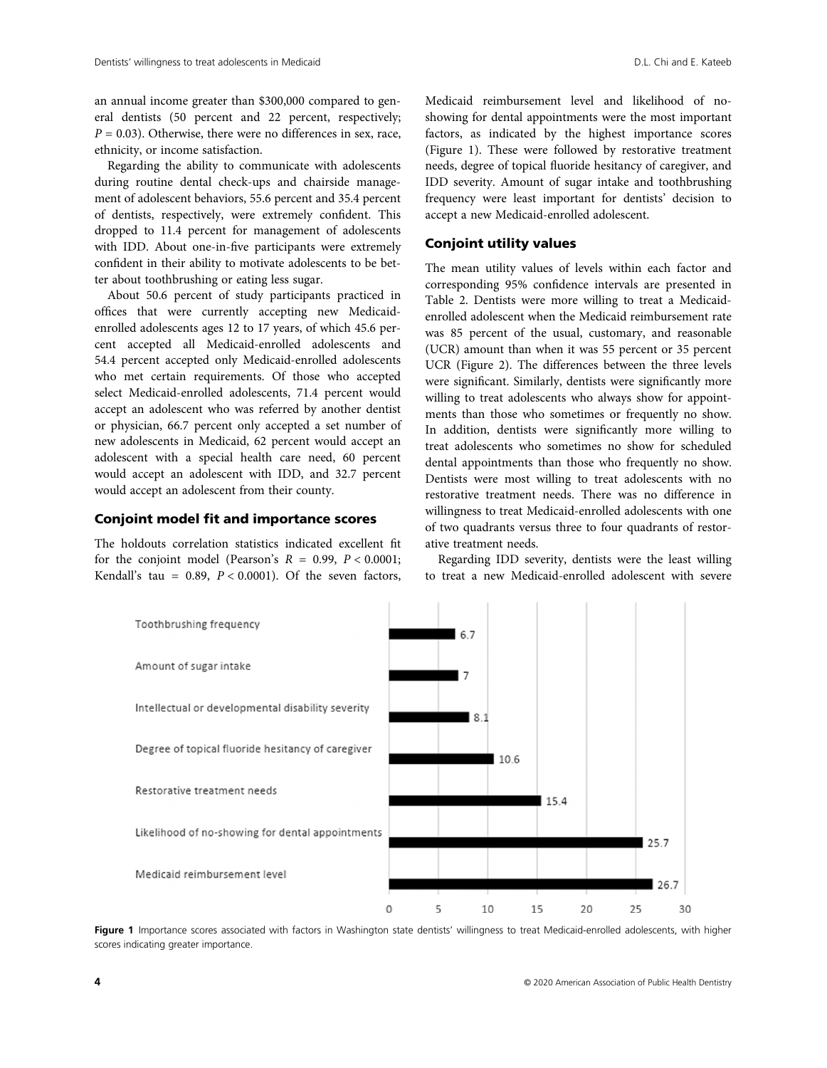an annual income greater than $300,000 compared to general dentists (50 percent and 22 percent, respectively; $P = 0.03$). Otherwise, there were no differences in sex, race, ethnicity, or income satisfaction.

Regarding the ability to communicate with adolescents during routine dental check-ups and chairside management of adolescent behaviors, 55.6 percent and 35.4 percent of dentists, respectively, were extremely confident. This dropped to 11.4 percent for management of adolescents with IDD. About one-in-five participants were extremely confident in their ability to motivate adolescents to be better about toothbrushing or eating less sugar.

About 50.6 percent of study participants practiced in offices that were currently accepting new Medicaid-enrolled adolescents ages 12 to 17 years, of which 45.6 percent accepted all Medicaid-enrolled adolescents and 54.4 percent accepted only Medicaid-enrolled adolescents who met certain requirements. Of those who accepted select Medicaid-enrolled adolescents, 71.4 percent would accept an adolescent who was referred by another dentist or physician, 66.7 percent only accepted a set number of new adolescents in Medicaid, 62 percent would accept an adolescent with a special health care need, 60 percent would accept an adolescent with IDD, and 32.7 percent would accept an adolescent from their county.

### Conjoint model fit and importance scores

The holdouts correlation statistics indicated excellent fit for the conjoint model (Pearson's $R = 0.99$, $P < 0.0001$; Kendall's tau $= 0.89$, $P < 0.0001$). Of the seven factors, Medicaid reimbursement level and likelihood of no-showing for dental appointments were the most important factors, as indicated by the highest importance scores (Figure 1). These were followed by restorative treatment needs, degree of topical fluoride hesitancy of caregiver, and IDD severity. Amount of sugar intake and toothbrushing frequency were least important for dentists' decision to accept a new Medicaid-enrolled adolescent.

### Conjoint utility values

The mean utility values of levels within each factor and corresponding 95% confidence intervals are presented in Table 2. Dentists were more willing to treat a Medicaid-enrolled adolescent when the Medicaid reimbursement rate was 85 percent of the usual, customary, and reasonable (UCR) amount than when it was 55 percent or 35 percent UCR (Figure 2). The differences between the three levels were significant. Similarly, dentists were significantly more willing to treat adolescents who always show for appointments than those who sometimes or frequently no show. In addition, dentists were significantly more willing to treat adolescents who sometimes no show for scheduled dental appointments than those who frequently no show. Dentists were most willing to treat adolescents with no restorative treatment needs. There was no difference in willingness to treat Medicaid-enrolled adolescents with one of two quadrants versus three to four quadrants of restorative treatment needs.

Regarding IDD severity, dentists were the least willing to treat a new Medicaid-enrolled adolescent with severe

| Factor | Importance score |
|---|---|
| Toothbrushing frequency | 6.7 |
| Amount of sugar intake | 7 |
| Intellectual or developmental disability severity | 8.1 |
| Degree of topical fluoride hesitancy of caregiver | 10.6 |
| Restorative treatment needs | 15.4 |
| Likelihood of no-showing for dental appointments | 25.7 |
| Medicaid reimbursement level | 26.7 |

**Figure 1** Importance scores associated with factors in Washington state dentists' willingness to treat Medicaid-enrolled adolescents, with higher scores indicating greater importance.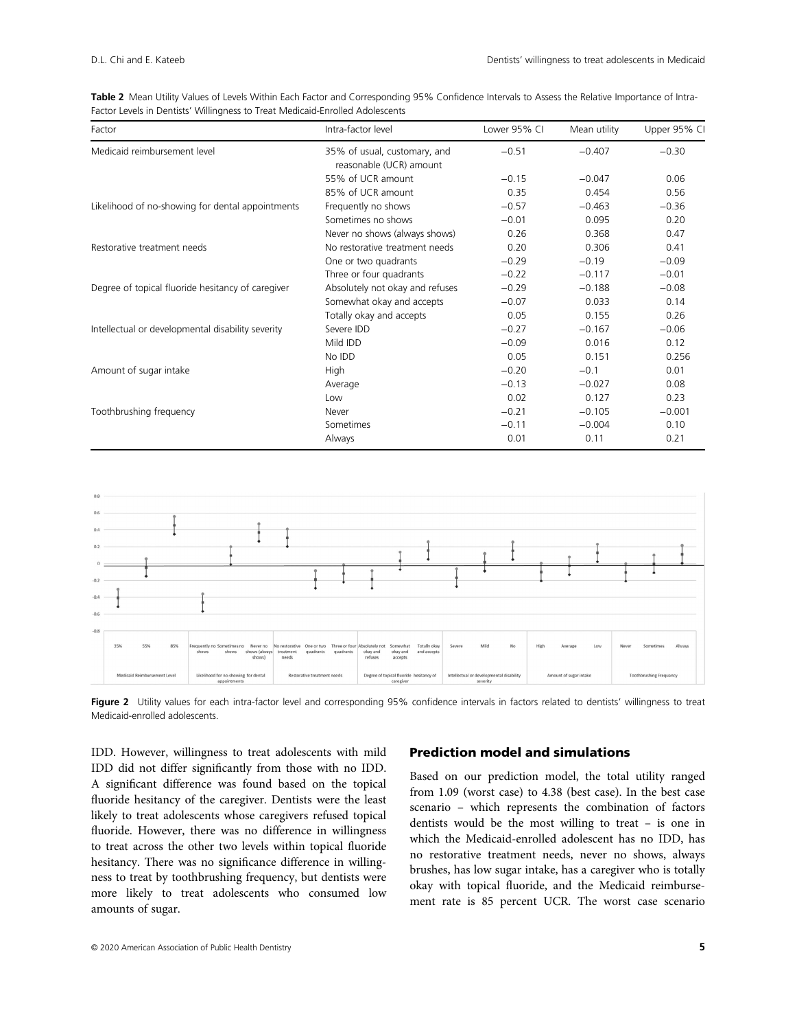**Table 2** Mean Utility Values of Levels Within Each Factor and Corresponding 95% Confidence Intervals to Assess the Relative Importance of Intra-Factor Levels in Dentists' Willingness to Treat Medicaid-Enrolled Adolescents

| Factor | Intra-factor level | Lower 95% CI | Mean utility | Upper 95% CI |
|---|---|---|---|---|
| Medicaid reimbursement level | 35% of usual, customary, and reasonable (UCR) amount | −0.51 | −0.407 | −0.30 |
| | 55% of UCR amount | −0.15 | −0.047 | 0.06 |
| | 85% of UCR amount | 0.35 | 0.454 | 0.56 |
| Likelihood of no-showing for dental appointments | Frequently no shows | −0.57 | −0.463 | −0.36 |
| | Sometimes no shows | −0.01 | 0.095 | 0.20 |
| | Never no shows (always shows) | 0.26 | 0.368 | 0.47 |
| Restorative treatment needs | No restorative treatment needs | 0.20 | 0.306 | 0.41 |
| | One or two quadrants | −0.29 | −0.19 | −0.09 |
| | Three or four quadrants | −0.22 | −0.117 | −0.01 |
| Degree of topical fluoride hesitancy of caregiver | Absolutely not okay and refuses | −0.29 | −0.188 | −0.08 |
| | Somewhat okay and accepts | −0.07 | 0.033 | 0.14 |
| | Totally okay and accepts | 0.05 | 0.155 | 0.26 |
| Intellectual or developmental disability severity | Severe IDD | −0.27 | −0.167 | −0.06 |
| | Mild IDD | −0.09 | 0.016 | 0.12 |
| | No IDD | 0.05 | 0.151 | 0.256 |
| Amount of sugar intake | High | −0.20 | −0.1 | 0.01 |
| | Average | −0.13 | −0.027 | 0.08 |
| | Low | 0.02 | 0.127 | 0.23 |
| Toothbrushing frequency | Never | −0.21 | −0.105 | −0.001 |
| | Sometimes | −0.11 | −0.004 | 0.10 |
| | Always | 0.01 | 0.11 | 0.21 |

**Figure 2** Utility values for each intra-factor level and corresponding 95% confidence intervals in factors related to dentists' willingness to treat Medicaid-enrolled adolescents.

IDD. However, willingness to treat adolescents with mild IDD did not differ significantly from those with no IDD. A significant difference was found based on the topical fluoride hesitancy of the caregiver. Dentists were the least likely to treat adolescents whose caregivers refused topical fluoride. However, there was no difference in willingness to treat across the other two levels within topical fluoride hesitancy. There was no significance difference in willingness to treat by toothbrushing frequency, but dentists were more likely to treat adolescents who consumed low amounts of sugar.

## Prediction model and simulations

Based on our prediction model, the total utility ranged from 1.09 (worst case) to 4.38 (best case). In the best case scenario – which represents the combination of factors dentists would be the most willing to treat – is one in which the Medicaid-enrolled adolescent has no IDD, has no restorative treatment needs, never no shows, always brushes, has low sugar intake, has a caregiver who is totally okay with topical fluoride, and the Medicaid reimbursement rate is 85 percent UCR. The worst case scenario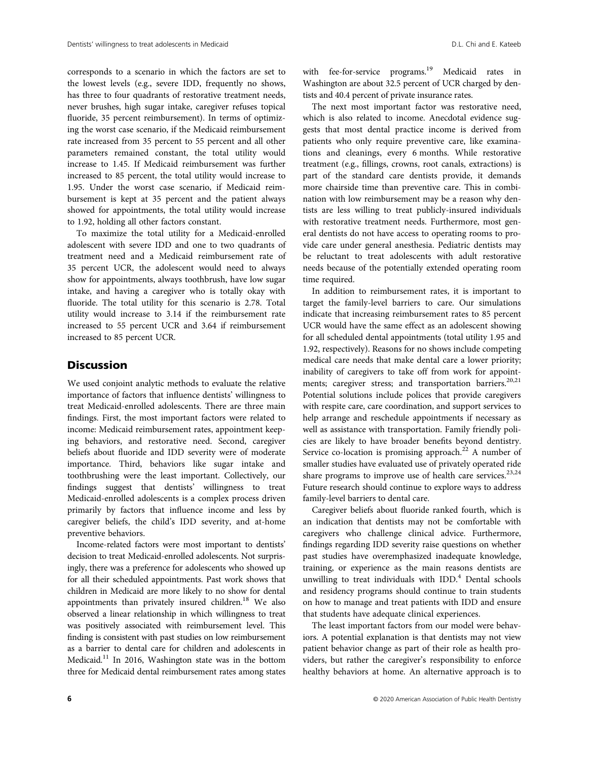corresponds to a scenario in which the factors are set to the lowest levels (e.g., severe IDD, frequently no shows, has three to four quadrants of restorative treatment needs, never brushes, high sugar intake, caregiver refuses topical fluoride, 35 percent reimbursement). In terms of optimizing the worst case scenario, if the Medicaid reimbursement rate increased from 35 percent to 55 percent and all other parameters remained constant, the total utility would increase to 1.45. If Medicaid reimbursement was further increased to 85 percent, the total utility would increase to 1.95. Under the worst case scenario, if Medicaid reimbursement is kept at 35 percent and the patient always showed for appointments, the total utility would increase to 1.92, holding all other factors constant.

To maximize the total utility for a Medicaid-enrolled adolescent with severe IDD and one to two quadrants of treatment need and a Medicaid reimbursement rate of 35 percent UCR, the adolescent would need to always show for appointments, always toothbrush, have low sugar intake, and having a caregiver who is totally okay with fluoride. The total utility for this scenario is 2.78. Total utility would increase to 3.14 if the reimbursement rate increased to 55 percent UCR and 3.64 if reimbursement increased to 85 percent UCR.

## Discussion

We used conjoint analytic methods to evaluate the relative importance of factors that influence dentists' willingness to treat Medicaid-enrolled adolescents. There are three main findings. First, the most important factors were related to income: Medicaid reimbursement rates, appointment keeping behaviors, and restorative need. Second, caregiver beliefs about fluoride and IDD severity were of moderate importance. Third, behaviors like sugar intake and toothbrushing were the least important. Collectively, our findings suggest that dentists' willingness to treat Medicaid-enrolled adolescents is a complex process driven primarily by factors that influence income and less by caregiver beliefs, the child's IDD severity, and at-home preventive behaviors.

Income-related factors were most important to dentists' decision to treat Medicaid-enrolled adolescents. Not surprisingly, there was a preference for adolescents who showed up for all their scheduled appointments. Past work shows that children in Medicaid are more likely to no show for dental appointments than privately insured children.[18] We also observed a linear relationship in which willingness to treat was positively associated with reimbursement level. This finding is consistent with past studies on low reimbursement as a barrier to dental care for children and adolescents in Medicaid.[11] In 2016, Washington state was in the bottom three for Medicaid dental reimbursement rates among states with fee-for-service programs.[19] Medicaid rates in Washington are about 32.5 percent of UCR charged by dentists and 40.4 percent of private insurance rates.

The next most important factor was restorative need, which is also related to income. Anecdotal evidence suggests that most dental practice income is derived from patients who only require preventive care, like examinations and cleanings, every 6 months. While restorative treatment (e.g., fillings, crowns, root canals, extractions) is part of the standard care dentists provide, it demands more chairside time than preventive care. This in combination with low reimbursement may be a reason why dentists are less willing to treat publicly-insured individuals with restorative treatment needs. Furthermore, most general dentists do not have access to operating rooms to provide care under general anesthesia. Pediatric dentists may be reluctant to treat adolescents with adult restorative needs because of the potentially extended operating room time required.

In addition to reimbursement rates, it is important to target the family-level barriers to care. Our simulations indicate that increasing reimbursement rates to 85 percent UCR would have the same effect as an adolescent showing for all scheduled dental appointments (total utility 1.95 and 1.92, respectively). Reasons for no shows include competing medical care needs that make dental care a lower priority; inability of caregivers to take off from work for appointments; caregiver stress; and transportation barriers.[20,21] Potential solutions include polices that provide caregivers with respite care, care coordination, and support services to help arrange and reschedule appointments if necessary as well as assistance with transportation. Family friendly policies are likely to have broader benefits beyond dentistry. Service co-location is promising approach.[22] A number of smaller studies have evaluated use of privately operated ride share programs to improve use of health care services.[23,24] Future research should continue to explore ways to address family-level barriers to dental care.

Caregiver beliefs about fluoride ranked fourth, which is an indication that dentists may not be comfortable with caregivers who challenge clinical advice. Furthermore, findings regarding IDD severity raise questions on whether past studies have overemphasized inadequate knowledge, training, or experience as the main reasons dentists are unwilling to treat individuals with IDD.[4] Dental schools and residency programs should continue to train students on how to manage and treat patients with IDD and ensure that students have adequate clinical experiences.

The least important factors from our model were behaviors. A potential explanation is that dentists may not view patient behavior change as part of their role as health providers, but rather the caregiver's responsibility to enforce healthy behaviors at home. An alternative approach is to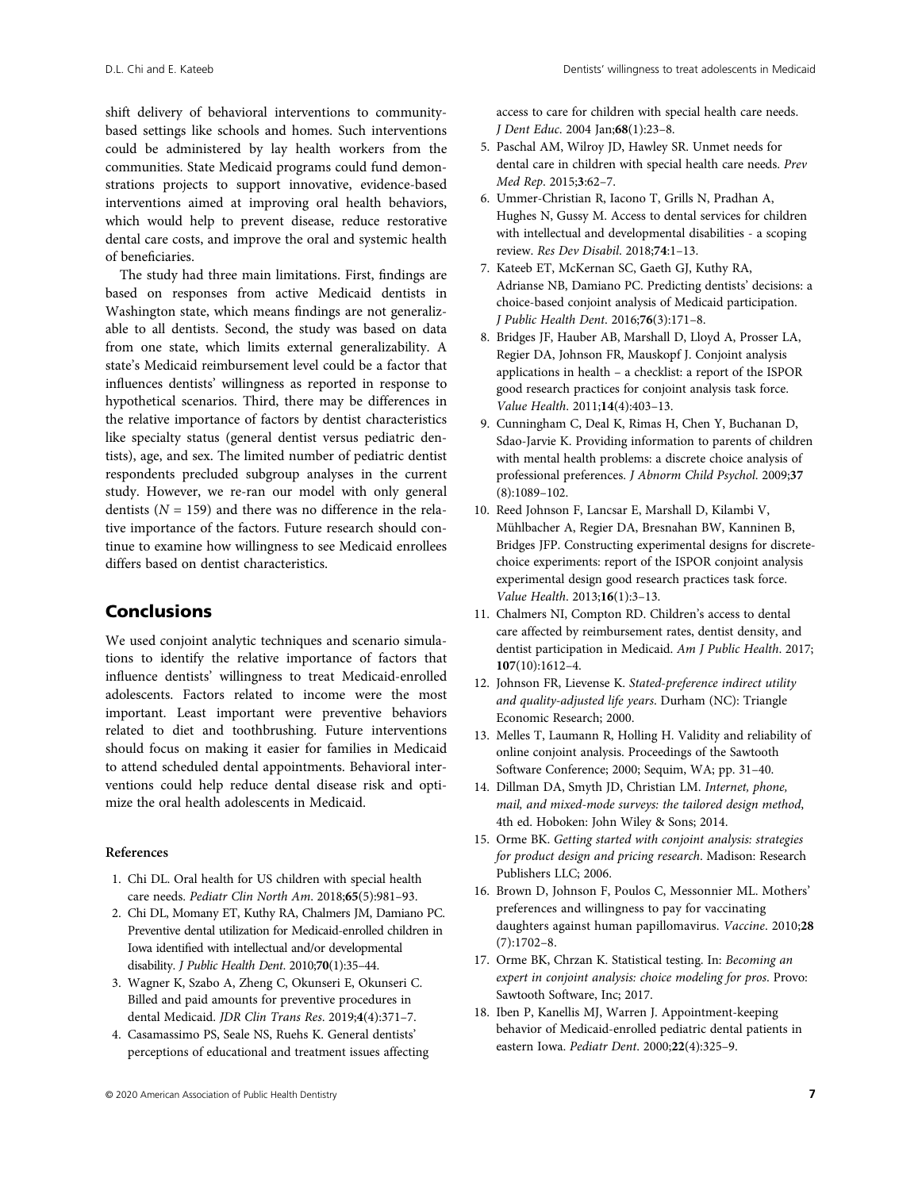shift delivery of behavioral interventions to community-based settings like schools and homes. Such interventions could be administered by lay health workers from the communities. State Medicaid programs could fund demonstrations projects to support innovative, evidence-based interventions aimed at improving oral health behaviors, which would help to prevent disease, reduce restorative dental care costs, and improve the oral and systemic health of beneficiaries.

The study had three main limitations. First, findings are based on responses from active Medicaid dentists in Washington state, which means findings are not generalizable to all dentists. Second, the study was based on data from one state, which limits external generalizability. A state's Medicaid reimbursement level could be a factor that influences dentists' willingness as reported in response to hypothetical scenarios. Third, there may be differences in the relative importance of factors by dentist characteristics like specialty status (general dentist versus pediatric dentists), age, and sex. The limited number of pediatric dentist respondents precluded subgroup analyses in the current study. However, we re-ran our model with only general dentists ($N = 159$) and there was no difference in the relative importance of the factors. Future research should continue to examine how willingness to see Medicaid enrollees differs based on dentist characteristics.

## Conclusions

We used conjoint analytic techniques and scenario simulations to identify the relative importance of factors that influence dentists' willingness to treat Medicaid-enrolled adolescents. Factors related to income were the most important. Least important were preventive behaviors related to diet and toothbrushing. Future interventions should focus on making it easier for families in Medicaid to attend scheduled dental appointments. Behavioral interventions could help reduce dental disease risk and optimize the oral health adolescents in Medicaid.

### References

1. Chi DL. Oral health for US children with special health care needs. *Pediatr Clin North Am*. 2018;**65**(5):981–93.
2. Chi DL, Momany ET, Kuthy RA, Chalmers JM, Damiano PC. Preventive dental utilization for Medicaid-enrolled children in Iowa identified with intellectual and/or developmental disability. *J Public Health Dent*. 2010;**70**(1):35–44.
3. Wagner K, Szabo A, Zheng C, Okunseri E, Okunseri C. Billed and paid amounts for preventive procedures in dental Medicaid. *JDR Clin Trans Res*. 2019;**4**(4):371–7.
4. Casamassimo PS, Seale NS, Ruehs K. General dentists' perceptions of educational and treatment issues affecting access to care for children with special health care needs. *J Dent Educ*. 2004 Jan;**68**(1):23–8.
5. Paschal AM, Wilroy JD, Hawley SR. Unmet needs for dental care in children with special health care needs. *Prev Med Rep*. 2015;**3**:62–7.
6. Ummer-Christian R, Iacono T, Grills N, Pradhan A, Hughes N, Gussy M. Access to dental services for children with intellectual and developmental disabilities - a scoping review. *Res Dev Disabil*. 2018;**74**:1–13.
7. Kateeb ET, McKernan SC, Gaeth GJ, Kuthy RA, Adrianse NB, Damiano PC. Predicting dentists' decisions: a choice-based conjoint analysis of Medicaid participation. *J Public Health Dent*. 2016;**76**(3):171–8.
8. Bridges JF, Hauber AB, Marshall D, Lloyd A, Prosser LA, Regier DA, Johnson FR, Mauskopf J. Conjoint analysis applications in health – a checklist: a report of the ISPOR good research practices for conjoint analysis task force. *Value Health*. 2011;**14**(4):403–13.
9. Cunningham C, Deal K, Rimas H, Chen Y, Buchanan D, Sdao-Jarvie K. Providing information to parents of children with mental health problems: a discrete choice analysis of professional preferences. *J Abnorm Child Psychol*. 2009;**37**(8):1089–102.
10. Reed Johnson F, Lancsar E, Marshall D, Kilambi V, Mühlbacher A, Regier DA, Bresnahan BW, Kanninen B, Bridges JFP. Constructing experimental designs for discrete-choice experiments: report of the ISPOR conjoint analysis experimental design good research practices task force. *Value Health*. 2013;**16**(1):3–13.
11. Chalmers NI, Compton RD. Children's access to dental care affected by reimbursement rates, dentist density, and dentist participation in Medicaid. *Am J Public Health*. 2017;**107**(10):1612–4.
12. Johnson FR, Lievense K. *Stated-preference indirect utility and quality-adjusted life years*. Durham (NC): Triangle Economic Research; 2000.
13. Melles T, Laumann R, Holling H. Validity and reliability of online conjoint analysis. Proceedings of the Sawtooth Software Conference; 2000; Sequim, WA; pp. 31–40.
14. Dillman DA, Smyth JD, Christian LM. *Internet, phone, mail, and mixed-mode surveys: the tailored design method*, 4th ed. Hoboken: John Wiley & Sons; 2014.
15. Orme BK. *Getting started with conjoint analysis: strategies for product design and pricing research*. Madison: Research Publishers LLC; 2006.
16. Brown D, Johnson F, Poulos C, Messonnier ML. Mothers' preferences and willingness to pay for vaccinating daughters against human papillomavirus. *Vaccine*. 2010;**28**(7):1702–8.
17. Orme BK, Chrzan K. Statistical testing. In: *Becoming an expert in conjoint analysis: choice modeling for pros*. Provo: Sawtooth Software, Inc; 2017.
18. Iben P, Kanellis MJ, Warren J. Appointment-keeping behavior of Medicaid-enrolled pediatric dental patients in eastern Iowa. *Pediatr Dent*. 2000;**22**(4):325–9.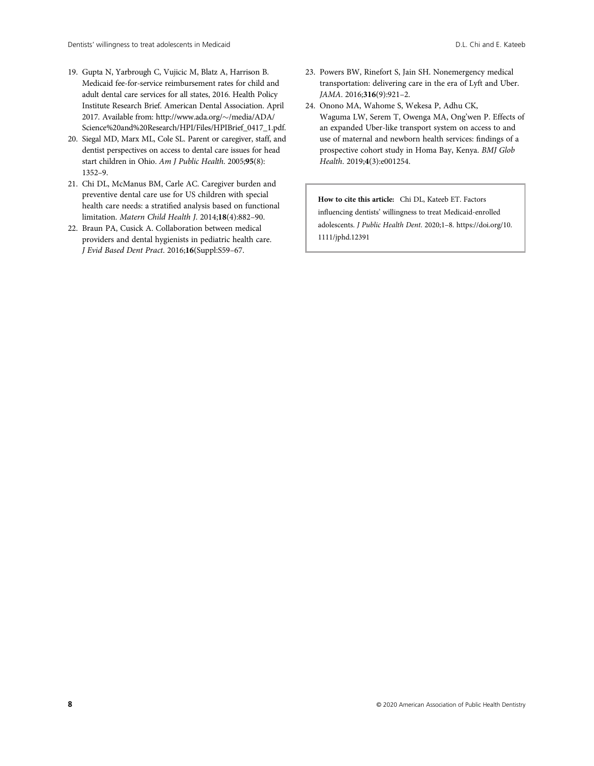19. Gupta N, Yarbrough C, Vujicic M, Blatz A, Harrison B. Medicaid fee-for-service reimbursement rates for child and adult dental care services for all states, 2016. Health Policy Institute Research Brief. American Dental Association. April 2017. Available from: http://www.ada.org/~/media/ADA/Science%20and%20Research/HPI/Files/HPIBrief_0417_1.pdf.
20. Siegal MD, Marx ML, Cole SL. Parent or caregiver, staff, and dentist perspectives on access to dental care issues for head start children in Ohio. *Am J Public Health*. 2005;**95**(8): 1352–9.
21. Chi DL, McManus BM, Carle AC. Caregiver burden and preventive dental care use for US children with special health care needs: a stratified analysis based on functional limitation. *Matern Child Health J*. 2014;**18**(4):882–90.
22. Braun PA, Cusick A. Collaboration between medical providers and dental hygienists in pediatric health care. *J Evid Based Dent Pract*. 2016;**16**(Suppl:S59–67.
23. Powers BW, Rinefort S, Jain SH. Nonemergency medical transportation: delivering care in the era of Lyft and Uber. *JAMA*. 2016;**316**(9):921–2.
24. Onono MA, Wahome S, Wekesa P, Adhu CK, Waguma LW, Serem T, Owenga MA, Ong'wen P. Effects of an expanded Uber-like transport system on access to and use of maternal and newborn health services: findings of a prospective cohort study in Homa Bay, Kenya. *BMJ Glob Health*. 2019;**4**(3):e001254.

**How to cite this article:** Chi DL, Kateeb ET. Factors influencing dentists' willingness to treat Medicaid-enrolled adolescents. *J Public Health Dent*. 2020;1–8. https://doi.org/10.1111/jphd.12391